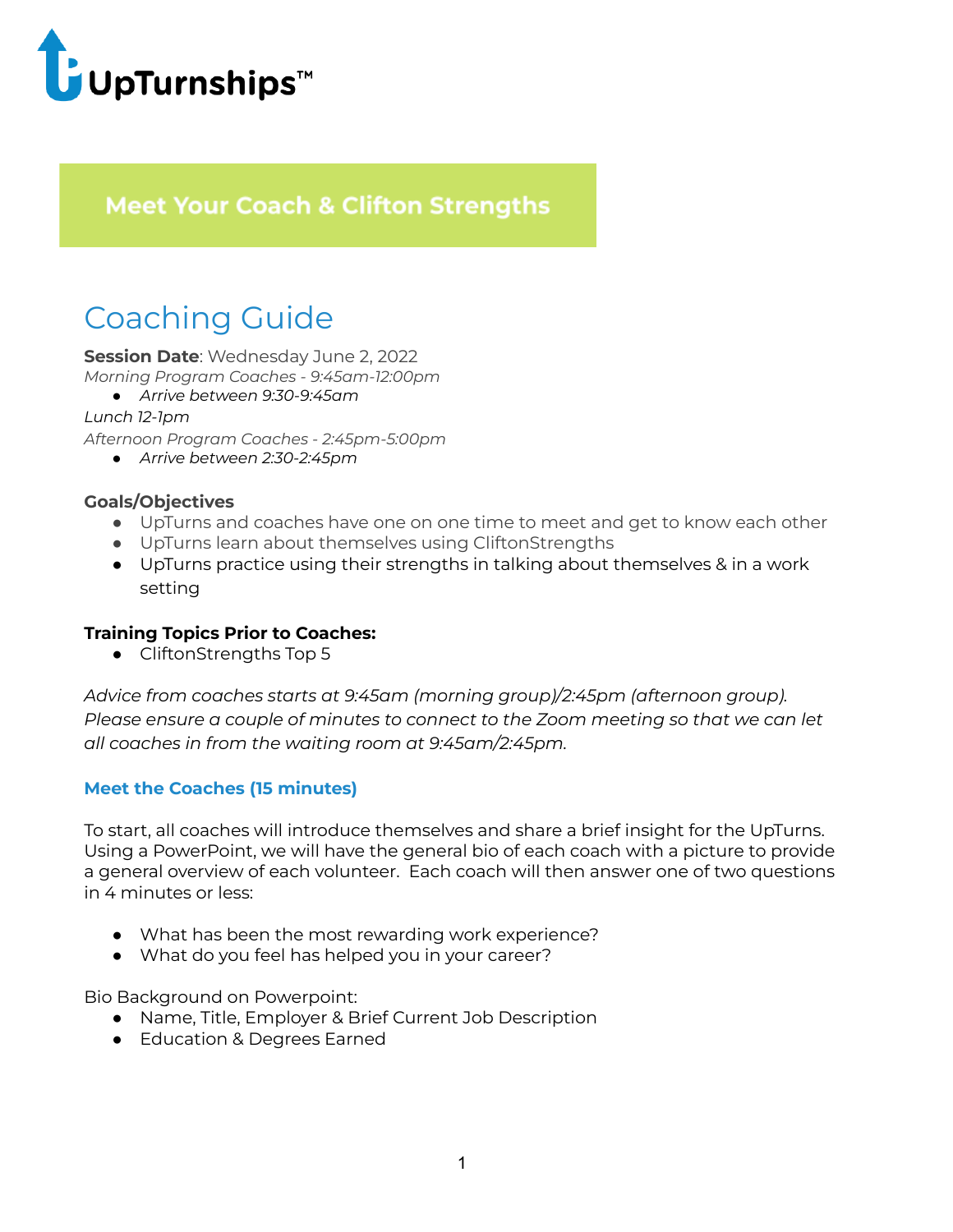UpTurnships™

## Meet Your Coach & Clifton Strengths

# Coaching Guide

**Session Date**: Wednesday June 2, 2022

*Morning Program Coaches - 9:45am-12:00pm*

- *Arrive between 9:30-9:45am*

*Lunch 12-1pm*

*Afternoon Program Coaches - 2:45pm-5:00pm*

- *Arrive between 2:30-2:45pm*

**Goals/Objectives**

- UpTurns and coaches have one on one time to meet and get to know each other
- UpTurns learn about themselves using CliftonStrengths
- UpTurns practice using their strengths in talking about themselves & in a work setting

**Training Topics Prior to Coaches:**

- CliftonStrengths Top 5

*Advice from coaches starts at 9:45am (morning group)/2:45pm (afternoon group). Please ensure a couple of minutes to connect to the Zoom meeting so that we can let all coaches in from the waiting room at 9:45am/2:45pm.*

### Meet the Coaches (15 minutes)

To start, all coaches will introduce themselves and share a brief insight for the UpTurns. Using a PowerPoint, we will have the general bio of each coach with a picture to provide a general overview of each volunteer. Each coach will then answer one of two questions in 4 minutes or less:

- What has been the most rewarding work experience?
- What do you feel has helped you in your career?

Bio Background on Powerpoint:

- Name, Title, Employer & Brief Current Job Description
- Education & Degrees Earned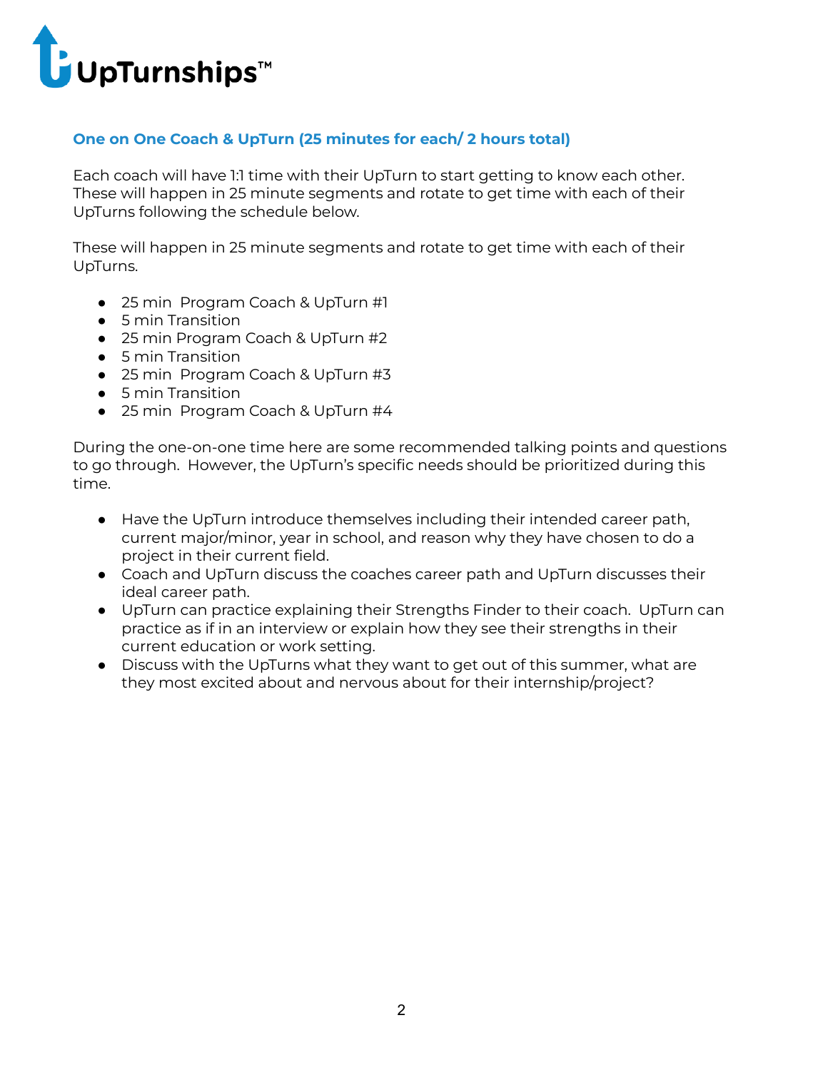UpTurnships™

### One on One Coach & UpTurn (25 minutes for each/ 2 hours total)

Each coach will have 1:1 time with their UpTurn to start getting to know each other. These will happen in 25 minute segments and rotate to get time with each of their UpTurns following the schedule below.

These will happen in 25 minute segments and rotate to get time with each of their UpTurns.

- 25 min Program Coach & UpTurn #1
- 5 min Transition
- 25 min Program Coach & UpTurn #2
- 5 min Transition
- 25 min Program Coach & UpTurn #3
- 5 min Transition
- 25 min Program Coach & UpTurn #4

During the one-on-one time here are some recommended talking points and questions to go through. However, the UpTurn's specific needs should be prioritized during this time.

- Have the UpTurn introduce themselves including their intended career path, current major/minor, year in school, and reason why they have chosen to do a project in their current field.
- Coach and UpTurn discuss the coaches career path and UpTurn discusses their ideal career path.
- UpTurn can practice explaining their Strengths Finder to their coach. UpTurn can practice as if in an interview or explain how they see their strengths in their current education or work setting.
- Discuss with the UpTurns what they want to get out of this summer, what are they most excited about and nervous about for their internship/project?